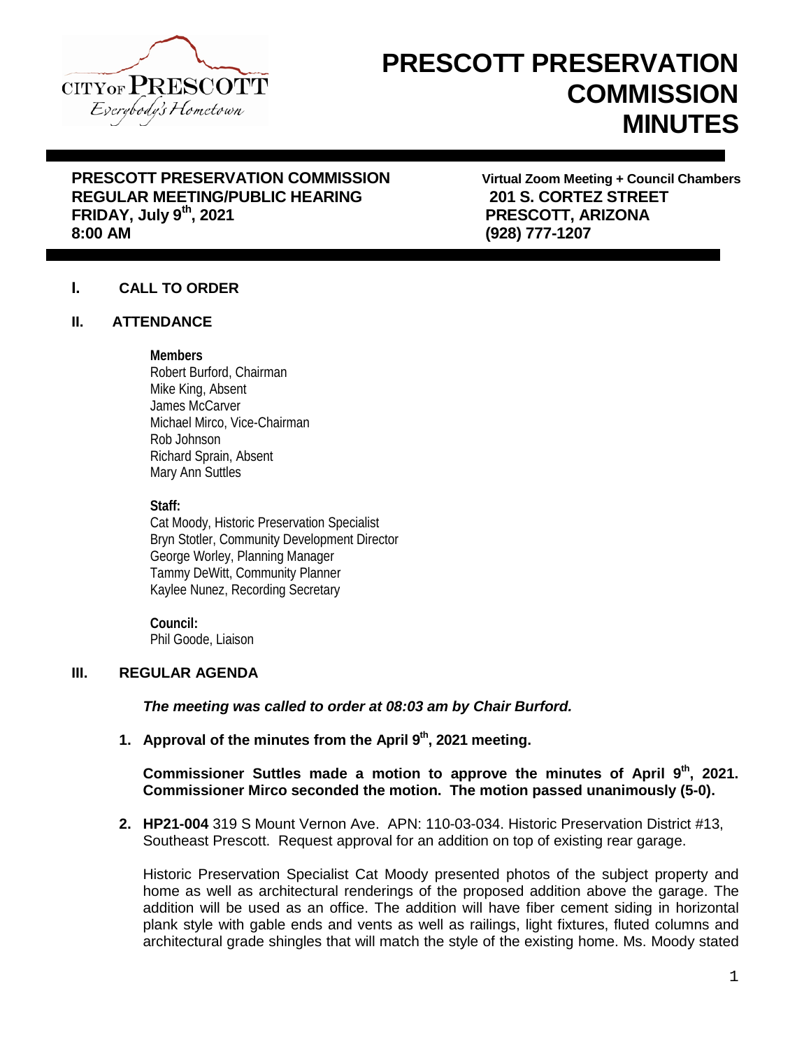# PRESCOTT PRESERVATION COMMISSION MINUTES

**PRESCOTT PRESERVATION COMMISSION**
**REGULAR MEETING/PUBLIC HEARING**
**FRIDAY, July 9th, 2021**
**8:00 AM**

**Virtual Zoom Meeting + Council Chambers**
**201 S. CORTEZ STREET**
**PRESCOTT, ARIZONA**
**(928) 777-1207**

## I. CALL TO ORDER

## II. ATTENDANCE

**Members**
Robert Burford, Chairman
Mike King, Absent
James McCarver
Michael Mirco, Vice-Chairman
Rob Johnson
Richard Sprain, Absent
Mary Ann Suttles

**Staff:**
Cat Moody, Historic Preservation Specialist
Bryn Stotler, Community Development Director
George Worley, Planning Manager
Tammy DeWitt, Community Planner
Kaylee Nunez, Recording Secretary

**Council:**
Phil Goode, Liaison

## III. REGULAR AGENDA

***The meeting was called to order at 08:03 am by Chair Burford.***

1. **Approval of the minutes from the April 9th, 2021 meeting.**

   **Commissioner Suttles made a motion to approve the minutes of April 9th, 2021. Commissioner Mirco seconded the motion. The motion passed unanimously (5-0).**

2. **HP21-004** 319 S Mount Vernon Ave. APN: 110-03-034. Historic Preservation District #13, Southeast Prescott. Request approval for an addition on top of existing rear garage.

   Historic Preservation Specialist Cat Moody presented photos of the subject property and home as well as architectural renderings of the proposed addition above the garage. The addition will be used as an office. The addition will have fiber cement siding in horizontal plank style with gable ends and vents as well as railings, light fixtures, fluted columns and architectural grade shingles that will match the style of the existing home. Ms. Moody stated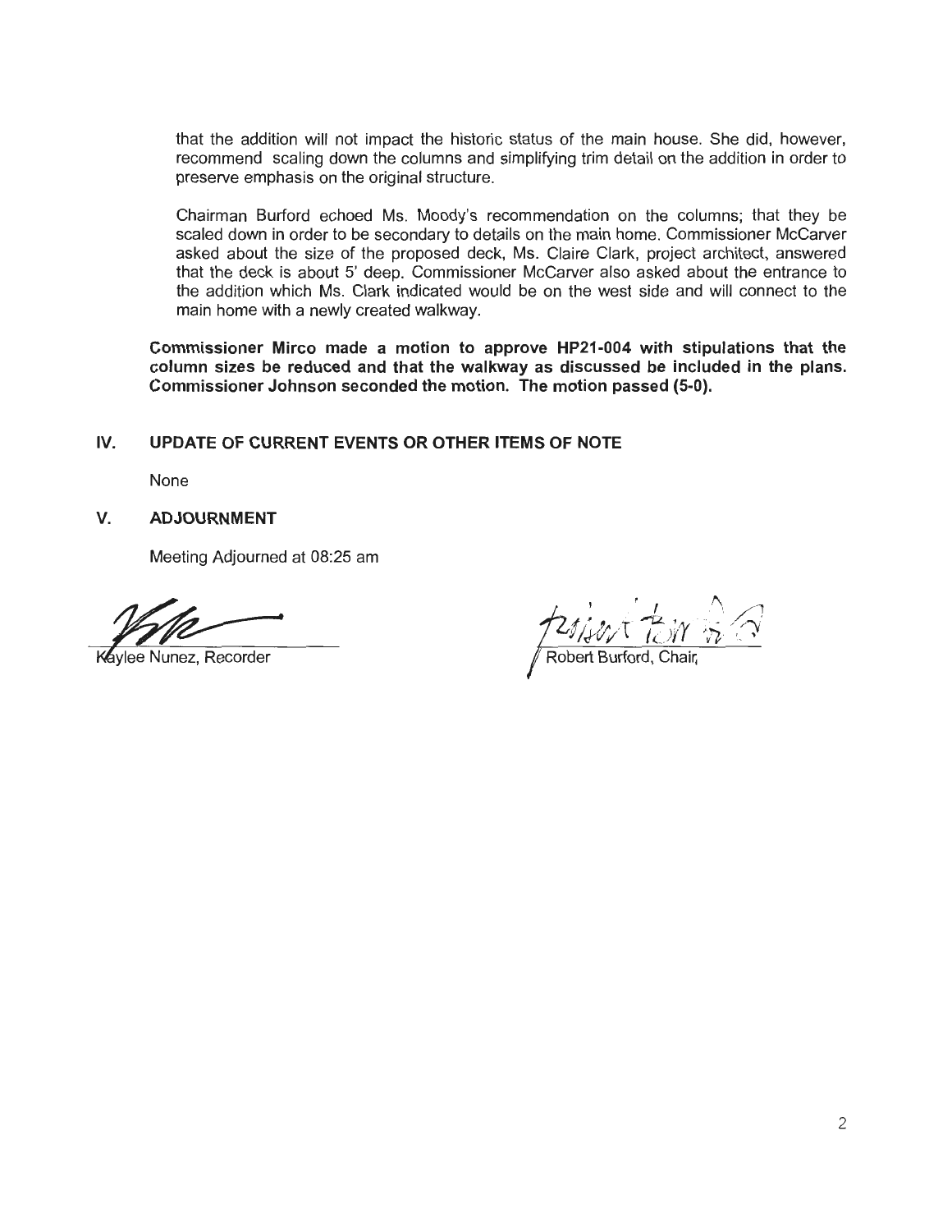that the addition will not impact the historic status of the main house. She did, however, recommend scaling down the columns and simplifying trim detail on the addition in order to preserve emphasis on the original structure.

Chairman Burford echoed Ms. Moody's recommendation on the columns; that they be scaled down in order to be secondary to details on the main home. Commissioner McCarver asked about the size of the proposed deck, Ms. Claire Clark, project architect, answered that the deck is about 5' deep. Commissioner McCarver also asked about the entrance to the addition which Ms. Clark indicated would be on the west side and will connect to the main home with a newly created walkway.

**Commissioner Mirco made a motion to approve HP21-004 with stipulations that the column sizes be reduced and that the walkway as discussed be included in the plans. Commissioner Johnson seconded the motion. The motion passed (5-0).**

## IV. UPDATE OF CURRENT EVENTS OR OTHER ITEMS OF NOTE

None

## V. ADJOURNMENT

Meeting Adjourned at 08:25 am

Kaylee Nunez, Recorder

Robert Burford, Chair